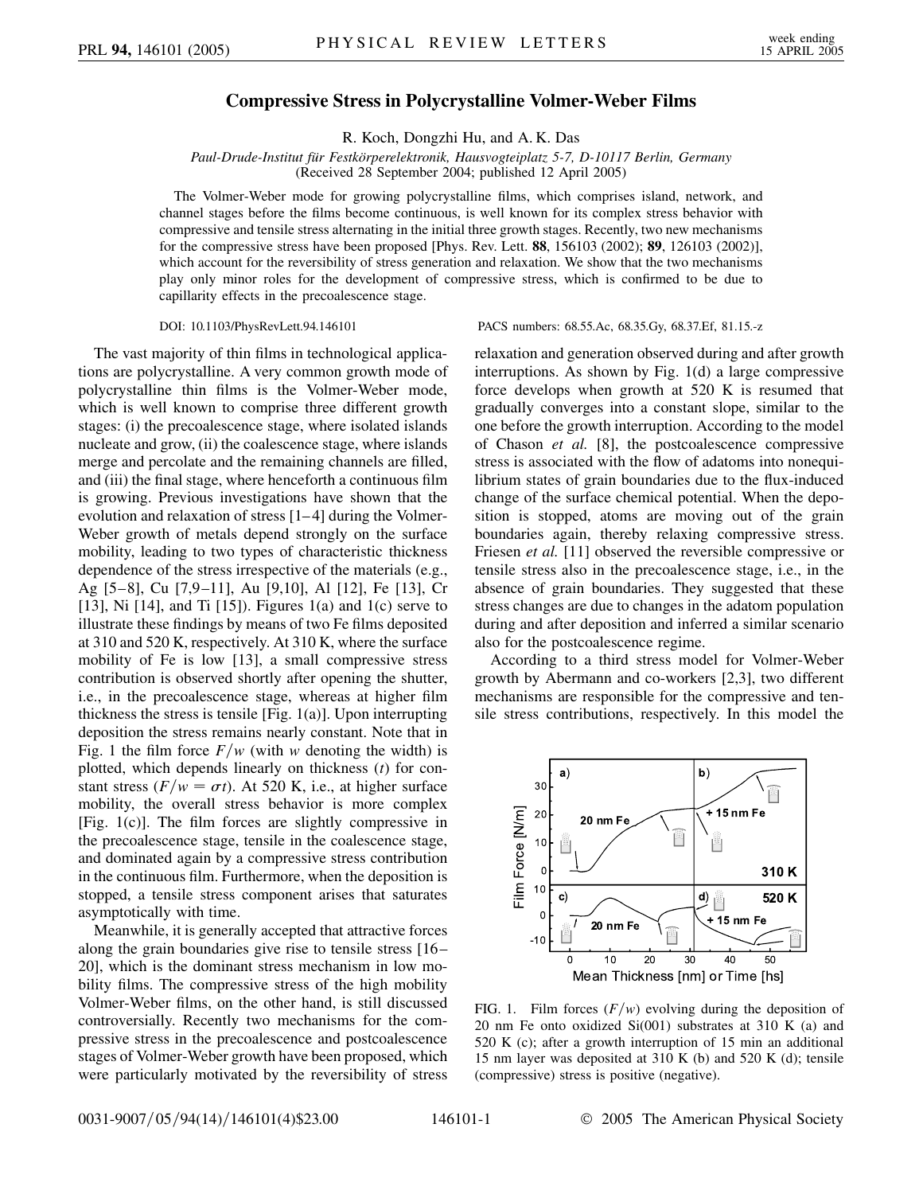# Compressive Stress in Polycrystalline Volmer-Weber Films

R. Koch, Dongzhi Hu, and A. K. Das

*Paul-Drude-Institut für Festkörperelektronik, Hausvogteiplatz 5-7, D-10117 Berlin, Germany*
(Received 28 September 2004; published 12 April 2005)

The Volmer-Weber mode for growing polycrystalline films, which comprises island, network, and channel stages before the films become continuous, is well known for its complex stress behavior with compressive and tensile stress alternating in the initial three growth stages. Recently, two new mechanisms for the compressive stress have been proposed [Phys. Rev. Lett. **88**, 156103 (2002); **89**, 126103 (2002)], which account for the reversibility of stress generation and relaxation. We show that the two mechanisms play only minor roles for the development of compressive stress, which is confirmed to be due to capillarity effects in the precoalescence stage.

DOI: 10.1103/PhysRevLett.94.146101 PACS numbers: 68.55.Ac, 68.35.Gy, 68.37.Ef, 81.15.-z

The vast majority of thin films in technological applications are polycrystalline. A very common growth mode of polycrystalline thin films is the Volmer-Weber mode, which is well known to comprise three different growth stages: (i) the precoalescence stage, where isolated islands nucleate and grow, (ii) the coalescence stage, where islands merge and percolate and the remaining channels are filled, and (iii) the final stage, where henceforth a continuous film is growing. Previous investigations have shown that the evolution and relaxation of stress [1–4] during the Volmer-Weber growth of metals depend strongly on the surface mobility, leading to two types of characteristic thickness dependence of the stress irrespective of the materials (e.g., Ag [5–8], Cu [7,9–11], Au [9,10], Al [12], Fe [13], Cr [13], Ni [14], and Ti [15]). Figures 1(a) and 1(c) serve to illustrate these findings by means of two Fe films deposited at 310 and 520 K, respectively. At 310 K, where the surface mobility of Fe is low [13], a small compressive stress contribution is observed shortly after opening the shutter, i.e., in the precoalescence stage, whereas at higher film thickness the stress is tensile [Fig. 1(a)]. Upon interrupting deposition the stress remains nearly constant. Note that in Fig. 1 the film force $F/w$ (with $w$ denoting the width) is plotted, which depends linearly on thickness ($t$) for constant stress ($F/w = \sigma t$). At 520 K, i.e., at higher surface mobility, the overall stress behavior is more complex [Fig. 1(c)]. The film forces are slightly compressive in the precoalescence stage, tensile in the coalescence stage, and dominated again by a compressive stress contribution in the continuous film. Furthermore, when the deposition is stopped, a tensile stress component arises that saturates asymptotically with time.

Meanwhile, it is generally accepted that attractive forces along the grain boundaries give rise to tensile stress [16–20], which is the dominant stress mechanism in low mobility films. The compressive stress of the high mobility Volmer-Weber films, on the other hand, is still discussed controversially. Recently two mechanisms for the compressive stress in the precoalescence and postcoalescence stages of Volmer-Weber growth have been proposed, which were particularly motivated by the reversibility of stress relaxation and generation observed during and after growth interruptions. As shown by Fig. 1(d) a large compressive force develops when growth at 520 K is resumed that gradually converges into a constant slope, similar to the one before the growth interruption. According to the model of Chason *et al.* [8], the postcoalescence compressive stress is associated with the flow of adatoms into nonequilibrium states of grain boundaries due to the flux-induced change of the surface chemical potential. When the deposition is stopped, atoms are moving out of the grain boundaries again, thereby relaxing compressive stress. Friesen *et al.* [11] observed the reversible compressive or tensile stress also in the precoalescence stage, i.e., in the absence of grain boundaries. They suggested that these stress changes are due to changes in the adatom population during and after deposition and inferred a similar scenario also for the postcoalescence regime.

According to a third stress model for Volmer-Weber growth by Abermann and co-workers [2,3], two different mechanisms are responsible for the compressive and tensile stress contributions, respectively. In this model the

FIG. 1. Film forces ($F/w$) evolving during the deposition of 20 nm Fe onto oxidized Si(001) substrates at 310 K (a) and 520 K (c); after a growth interruption of 15 min an additional 15 nm layer was deposited at 310 K (b) and 520 K (d); tensile (compressive) stress is positive (negative).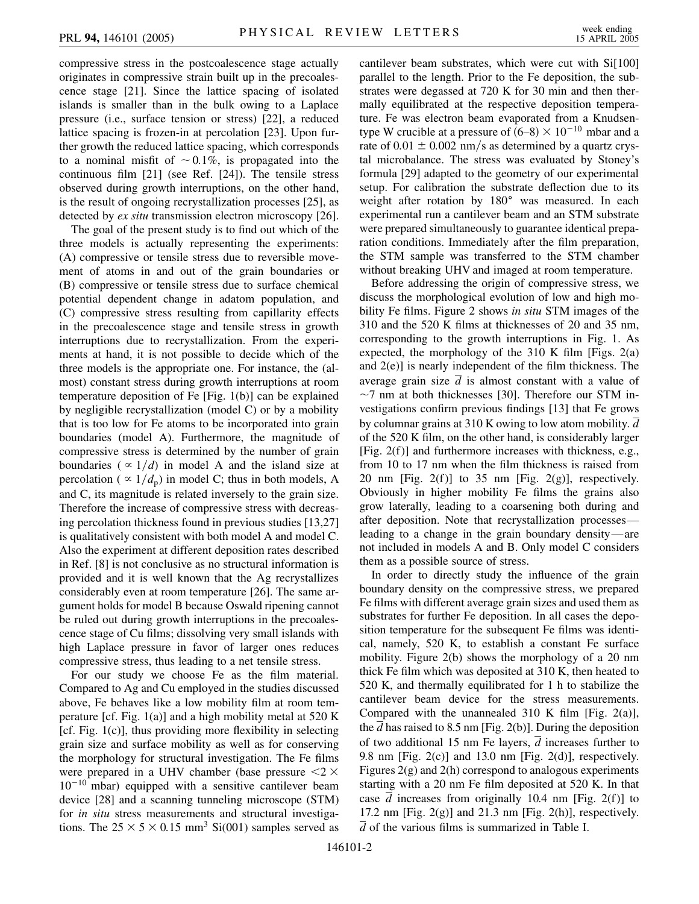compressive stress in the postcoalescence stage actually originates in compressive strain built up in the precoalescence stage [21]. Since the lattice spacing of isolated islands is smaller than in the bulk owing to a Laplace pressure (i.e., surface tension or stress) [22], a reduced lattice spacing is frozen-in at percolation [23]. Upon further growth the reduced lattice spacing, which corresponds to a nominal misfit of $\sim 0.1\%$, is propagated into the continuous film [21] (see Ref. [24]). The tensile stress observed during growth interruptions, on the other hand, is the result of ongoing recrystallization processes [25], as detected by *ex situ* transmission electron microscopy [26].

The goal of the present study is to find out which of the three models is actually representing the experiments: (A) compressive or tensile stress due to reversible movement of atoms in and out of the grain boundaries or (B) compressive or tensile stress due to surface chemical potential dependent change in adatom population, and (C) compressive stress resulting from capillarity effects in the precoalescence stage and tensile stress in growth interruptions due to recrystallization. From the experiments at hand, it is not possible to decide which of the three models is the appropriate one. For instance, the (almost) constant stress during growth interruptions at room temperature deposition of Fe [Fig. 1(b)] can be explained by negligible recrystallization (model C) or by a mobility that is too low for Fe atoms to be incorporated into grain boundaries (model A). Furthermore, the magnitude of compressive stress is determined by the number of grain boundaries ($\propto 1/d$) in model A and the island size at percolation ($\propto 1/d_p$) in model C; thus in both models, A and C, its magnitude is related inversely to the grain size. Therefore the increase of compressive stress with decreasing percolation thickness found in previous studies [13,27] is qualitatively consistent with both model A and model C. Also the experiment at different deposition rates described in Ref. [8] is not conclusive as no structural information is provided and it is well known that the Ag recrystallizes considerably even at room temperature [26]. The same argument holds for model B because Oswald ripening cannot be ruled out during growth interruptions in the precoalescence stage of Cu films; dissolving very small islands with high Laplace pressure in favor of larger ones reduces compressive stress, thus leading to a net tensile stress.

For our study we choose Fe as the film material. Compared to Ag and Cu employed in the studies discussed above, Fe behaves like a low mobility film at room temperature [cf. Fig. 1(a)] and a high mobility metal at 520 K [cf. Fig. 1(c)], thus providing more flexibility in selecting grain size and surface mobility as well as for conserving the morphology for structural investigation. The Fe films were prepared in a UHV chamber (base pressure $<2 \times 10^{-10}$ mbar) equipped with a sensitive cantilever beam device [28] and a scanning tunneling microscope (STM) for *in situ* stress measurements and structural investigations. The $25 \times 5 \times 0.15$ mm$^3$ Si(001) samples served as cantilever beam substrates, which were cut with Si[100] parallel to the length. Prior to the Fe deposition, the substrates were degassed at 720 K for 30 min and then thermally equilibrated at the respective deposition temperature. Fe was electron beam evaporated from a Knudsen-type W crucible at a pressure of $(6–8) \times 10^{-10}$ mbar and a rate of $0.01 \pm 0.002$ nm/s as determined by a quartz crystal microbalance. The stress was evaluated by Stoney's formula [29] adapted to the geometry of our experimental setup. For calibration the substrate deflection due to its weight after rotation by 180° was measured. In each experimental run a cantilever beam and an STM substrate were prepared simultaneously to guarantee identical preparation conditions. Immediately after the film preparation, the STM sample was transferred to the STM chamber without breaking UHV and imaged at room temperature.

Before addressing the origin of compressive stress, we discuss the morphological evolution of low and high mobility Fe films. Figure 2 shows *in situ* STM images of the 310 and the 520 K films at thicknesses of 20 and 35 nm, corresponding to the growth interruptions in Fig. 1. As expected, the morphology of the 310 K film [Figs. 2(a) and 2(e)] is nearly independent of the film thickness. The average grain size $\overline{d}$ is almost constant with a value of $\sim 7$ nm at both thicknesses [30]. Therefore our STM investigations confirm previous findings [13] that Fe grows by columnar grains at 310 K owing to low atom mobility. $\overline{d}$ of the 520 K film, on the other hand, is considerably larger [Fig. 2(f)] and furthermore increases with thickness, e.g., from 10 to 17 nm when the film thickness is raised from 20 nm [Fig. 2(f)] to 35 nm [Fig. 2(g)], respectively. Obviously in higher mobility Fe films the grains also grow laterally, leading to a coarsening both during and after deposition. Note that recrystallization processes—leading to a change in the grain boundary density—are not included in models A and B. Only model C considers them as a possible source of stress.

In order to directly study the influence of the grain boundary density on the compressive stress, we prepared Fe films with different average grain sizes and used them as substrates for further Fe deposition. In all cases the deposition temperature for the subsequent Fe films was identical, namely, 520 K, to establish a constant Fe surface mobility. Figure 2(b) shows the morphology of a 20 nm thick Fe film which was deposited at 310 K, then heated to 520 K, and thermally equilibrated for 1 h to stabilize the cantilever beam device for the stress measurements. Compared with the unannealed 310 K film [Fig. 2(a)], the $\overline{d}$ has raised to 8.5 nm [Fig. 2(b)]. During the deposition of two additional 15 nm Fe layers, $\overline{d}$ increases further to 9.8 nm [Fig. 2(c)] and 13.0 nm [Fig. 2(d)], respectively. Figures 2(g) and 2(h) correspond to analogous experiments starting with a 20 nm Fe film deposited at 520 K. In that case $\overline{d}$ increases from originally 10.4 nm [Fig. 2(f)] to 17.2 nm [Fig. 2(g)] and 21.3 nm [Fig. 2(h)], respectively. $\overline{d}$ of the various films is summarized in Table I.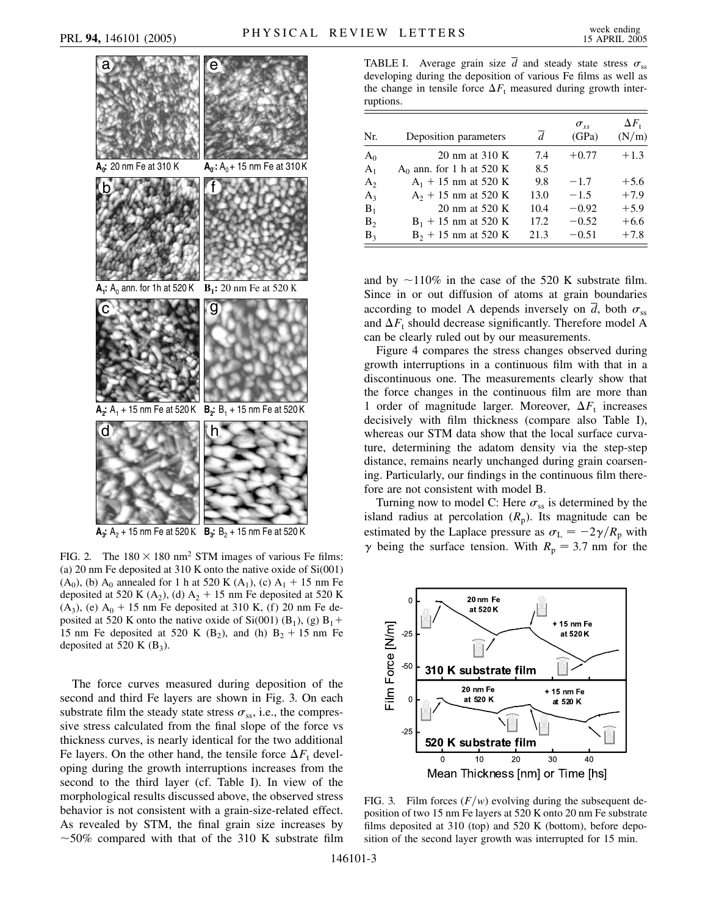FIG. 2. The $180 \times 180$ nm$^2$ STM images of various Fe films: (a) 20 nm Fe deposited at 310 K onto the native oxide of Si(001) ($A_0$), (b) $A_0$ annealed for 1 h at 520 K ($A_1$), (c) $A_1$ + 15 nm Fe deposited at 520 K ($A_2$), (d) $A_2$ + 15 nm Fe deposited at 520 K ($A_3$), (e) $A_0$ + 15 nm Fe deposited at 310 K, (f) 20 nm Fe deposited at 520 K onto the native oxide of Si(001) ($B_1$), (g) $B_1$ + 15 nm Fe deposited at 520 K ($B_2$), and (h) $B_2$ + 15 nm Fe deposited at 520 K ($B_3$).

The force curves measured during deposition of the second and third Fe layers are shown in Fig. 3. On each substrate film the steady state stress $\sigma_{ss}$, i.e., the compressive stress calculated from the final slope of the force vs thickness curves, is nearly identical for the two additional Fe layers. On the other hand, the tensile force $\Delta F_t$ developing during the growth interruptions increases from the second to the third layer (cf. Table I). In view of the morphological results discussed above, the observed stress behavior is not consistent with a grain-size-related effect. As revealed by STM, the final grain size increases by ~50% compared with that of the 310 K substrate film and by ~110% in the case of the 520 K substrate film. Since in or out diffusion of atoms at grain boundaries according to model A depends inversely on $\overline{d}$, both $\sigma_{ss}$ and $\Delta F_t$ should decrease significantly. Therefore model A can be clearly ruled out by our measurements.

TABLE I. Average grain size $\overline{d}$ and steady state stress $\sigma_{ss}$ developing during the deposition of various Fe films as well as the change in tensile force $\Delta F_t$ measured during growth interruptions.

| Nr. | Deposition parameters | $\overline{d}$ | $\sigma_{ss}$ (GPa) | $\Delta F_t$ (N/m) |
|---|---|---|---|---|
| $A_0$ | 20 nm at 310 K | 7.4 | +0.77 | +1.3 |
| $A_1$ | $A_0$ ann. for 1 h at 520 K | 8.5 | | |
| $A_2$ | $A_1$ + 15 nm at 520 K | 9.8 | −1.7 | +5.6 |
| $A_3$ | $A_2$ + 15 nm at 520 K | 13.0 | −1.5 | +7.9 |
| $B_1$ | 20 nm at 520 K | 10.4 | −0.92 | +5.9 |
| $B_2$ | $B_1$ + 15 nm at 520 K | 17.2 | −0.52 | +6.6 |
| $B_3$ | $B_2$ + 15 nm at 520 K | 21.3 | −0.51 | +7.8 |

Figure 4 compares the stress changes observed during growth interruptions in a continuous film with that in a discontinuous one. The measurements clearly show that the force changes in the continuous film are more than 1 order of magnitude larger. Moreover, $\Delta F_t$ increases decisively with film thickness (compare also Table I), whereas our STM data show that the local surface curvature, determining the adatom density via the step-step distance, remains nearly unchanged during grain coarsening. Particularly, our findings in the continuous film therefore are not consistent with model B.

Turning now to model C: Here $\sigma_{ss}$ is determined by the island radius at percolation ($R_p$). Its magnitude can be estimated by the Laplace pressure as $\sigma_L = -2\gamma/R_p$ with $\gamma$ being the surface tension. With $R_p = 3.7$ nm for the

FIG. 3. Film forces ($F/w$) evolving during the subsequent deposition of two 15 nm Fe layers at 520 K onto 20 nm Fe substrate films deposited at 310 (top) and 520 K (bottom), before deposition of the second layer growth was interrupted for 15 min.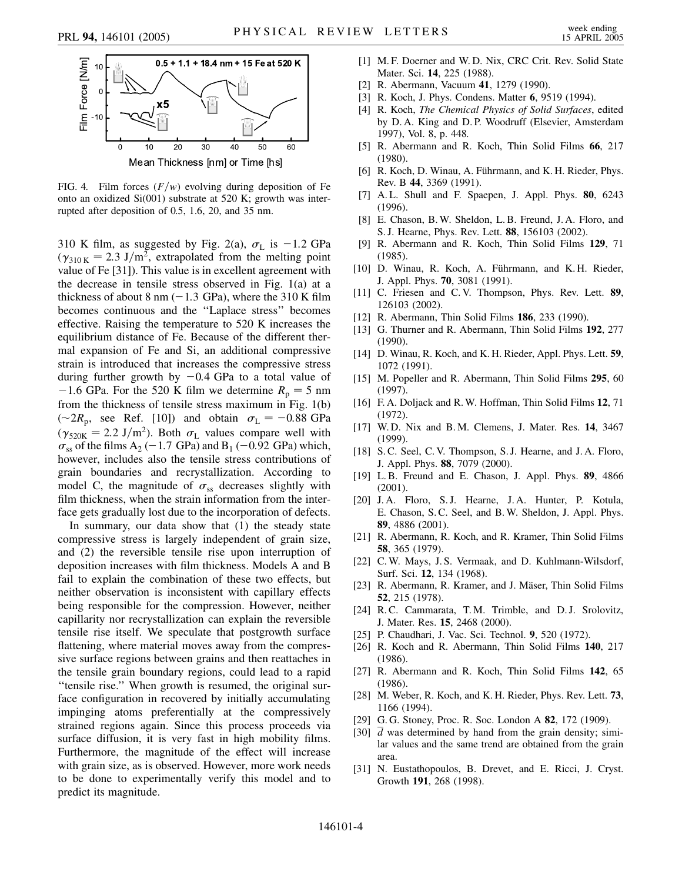0.5 + 1.1 + 18.4 nm + 15 Fe at 520 K

Film Force [N/m]

10

0

-10

x5

0 10 20 30 40 50 60

Mean Thickness [nm] or Time [hs]

FIG. 4. Film forces ($F/w$) evolving during deposition of Fe onto an oxidized Si(001) substrate at 520 K; growth was interrupted after deposition of 0.5, 1.6, 20, and 35 nm.

310 K film, as suggested by Fig. 2(a), $\sigma_L$ is $-1.2$ GPa ($\gamma_{310\,K} = 2.3$ J/m$^2$, extrapolated from the melting point value of Fe [31]). This value is in excellent agreement with the decrease in tensile stress observed in Fig. 1(a) at a thickness of about 8 nm ($-1.3$ GPa), where the 310 K film becomes continuous and the "Laplace stress" becomes effective. Raising the temperature to 520 K increases the equilibrium distance of Fe. Because of the different thermal expansion of Fe and Si, an additional compressive strain is introduced that increases the compressive stress during further growth by $-0.4$ GPa to a total value of $-1.6$ GPa. For the 520 K film we determine $R_p = 5$ nm from the thickness of tensile stress maximum in Fig. 1(b) ($\sim 2R_p$, see Ref. [10]) and obtain $\sigma_L = -0.88$ GPa ($\gamma_{520K} = 2.2$ J/m$^2$). Both $\sigma_L$ values compare well with $\sigma_{ss}$ of the films $A_2$ ($-1.7$ GPa) and $B_1$ ($-0.92$ GPa) which, however, includes also the tensile stress contributions of grain boundaries and recrystallization. According to model C, the magnitude of $\sigma_{ss}$ decreases slightly with film thickness, when the strain information from the interface gets gradually lost due to the incorporation of defects.

In summary, our data show that (1) the steady state compressive stress is largely independent of grain size, and (2) the reversible tensile rise upon interruption of deposition increases with film thickness. Models A and B fail to explain the combination of these two effects, but neither observation is inconsistent with capillary effects being responsible for the compression. However, neither capillarity nor recrystallization can explain the reversible tensile rise itself. We speculate that postgrowth surface flattening, where material moves away from the compressive surface regions between grains and then reattaches in the tensile grain boundary regions, could lead to a rapid "tensile rise." When growth is resumed, the original surface configuration in recovered by initially accumulating impinging atoms preferentially at the compressively strained regions again. Since this process proceeds via surface diffusion, it is very fast in high mobility films. Furthermore, the magnitude of the effect will increase with grain size, as is observed. However, more work needs to be done to experimentally verify this model and to predict its magnitude.

[1] M. F. Doerner and W. D. Nix, CRC Crit. Rev. Solid State Mater. Sci. **14**, 225 (1988).
[2] R. Abermann, Vacuum **41**, 1279 (1990).
[3] R. Koch, J. Phys. Condens. Matter **6**, 9519 (1994).
[4] R. Koch, *The Chemical Physics of Solid Surfaces*, edited by D. A. King and D. P. Woodruff (Elsevier, Amsterdam 1997), Vol. 8, p. 448.
[5] R. Abermann and R. Koch, Thin Solid Films **66**, 217 (1980).
[6] R. Koch, D. Winau, A. Führmann, and K. H. Rieder, Phys. Rev. B **44**, 3369 (1991).
[7] A. L. Shull and F. Spaepen, J. Appl. Phys. **80**, 6243 (1996).
[8] E. Chason, B. W. Sheldon, L. B. Freund, J. A. Floro, and S. J. Hearne, Phys. Rev. Lett. **88**, 156103 (2002).
[9] R. Abermann and R. Koch, Thin Solid Films **129**, 71 (1985).
[10] D. Winau, R. Koch, A. Führmann, and K. H. Rieder, J. Appl. Phys. **70**, 3081 (1991).
[11] C. Friesen and C. V. Thompson, Phys. Rev. Lett. **89**, 126103 (2002).
[12] R. Abermann, Thin Solid Films **186**, 233 (1990).
[13] G. Thurner and R. Abermann, Thin Solid Films **192**, 277 (1990).
[14] D. Winau, R. Koch, and K. H. Rieder, Appl. Phys. Lett. **59**, 1072 (1991).
[15] M. Popeller and R. Abermann, Thin Solid Films **295**, 60 (1997).
[16] F. A. Doljack and R. W. Hoffman, Thin Solid Films **12**, 71 (1972).
[17] W. D. Nix and B. M. Clemens, J. Mater. Res. **14**, 3467 (1999).
[18] S. C. Seel, C. V. Thompson, S. J. Hearne, and J. A. Floro, J. Appl. Phys. **88**, 7079 (2000).
[19] L. B. Freund and E. Chason, J. Appl. Phys. **89**, 4866 (2001).
[20] J. A. Floro, S. J. Hearne, J. A. Hunter, P. Kotula, E. Chason, S. C. Seel, and B. W. Sheldon, J. Appl. Phys. **89**, 4886 (2001).
[21] R. Abermann, R. Koch, and R. Kramer, Thin Solid Films **58**, 365 (1979).
[22] C. W. Mays, J. S. Vermaak, and D. Kuhlmann-Wilsdorf, Surf. Sci. **12**, 134 (1968).
[23] R. Abermann, R. Kramer, and J. Mäser, Thin Solid Films **52**, 215 (1978).
[24] R. C. Cammarata, T. M. Trimble, and D. J. Srolovitz, J. Mater. Res. **15**, 2468 (2000).
[25] P. Chaudhari, J. Vac. Sci. Technol. **9**, 520 (1972).
[26] R. Koch and R. Abermann, Thin Solid Films **140**, 217 (1986).
[27] R. Abermann and R. Koch, Thin Solid Films **142**, 65 (1986).
[28] M. Weber, R. Koch, and K. H. Rieder, Phys. Rev. Lett. **73**, 1166 (1994).
[29] G. G. Stoney, Proc. R. Soc. London A **82**, 172 (1909).
[30] $\overline{d}$ was determined by hand from the grain density; similar values and the same trend are obtained from the grain area.
[31] N. Eustathopoulos, B. Drevet, and E. Ricci, J. Cryst. Growth **191**, 268 (1998).